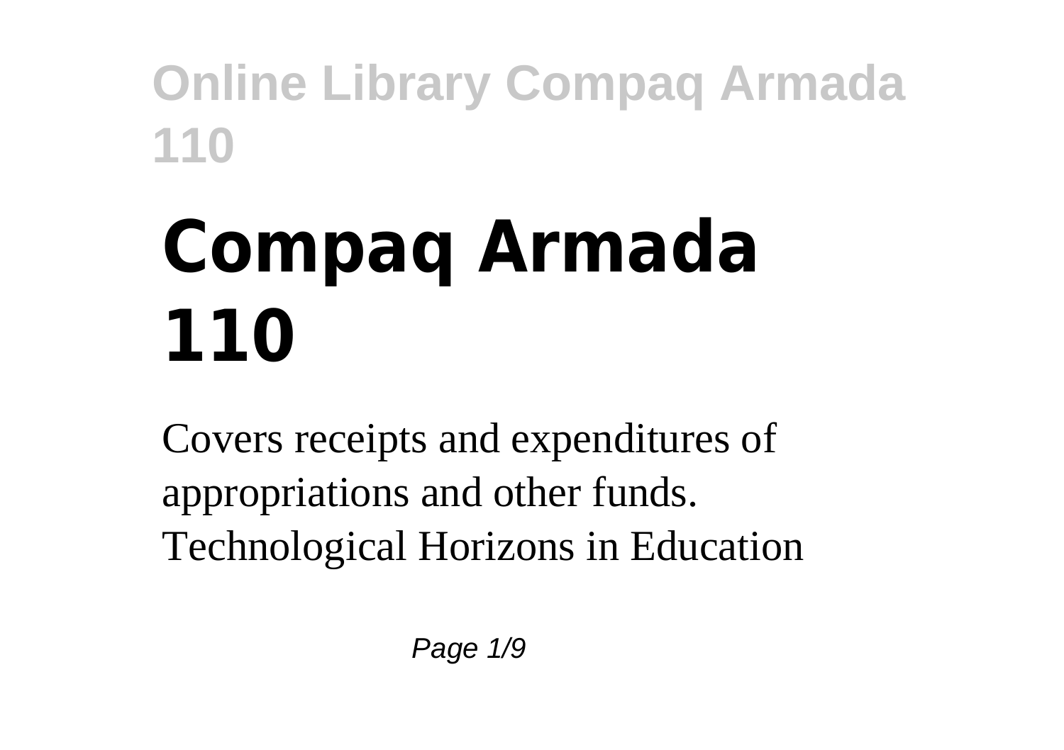# Compaq Armada 110

Covers receipts and expenditures of appropriations and other funds.
Technological Horizons in Education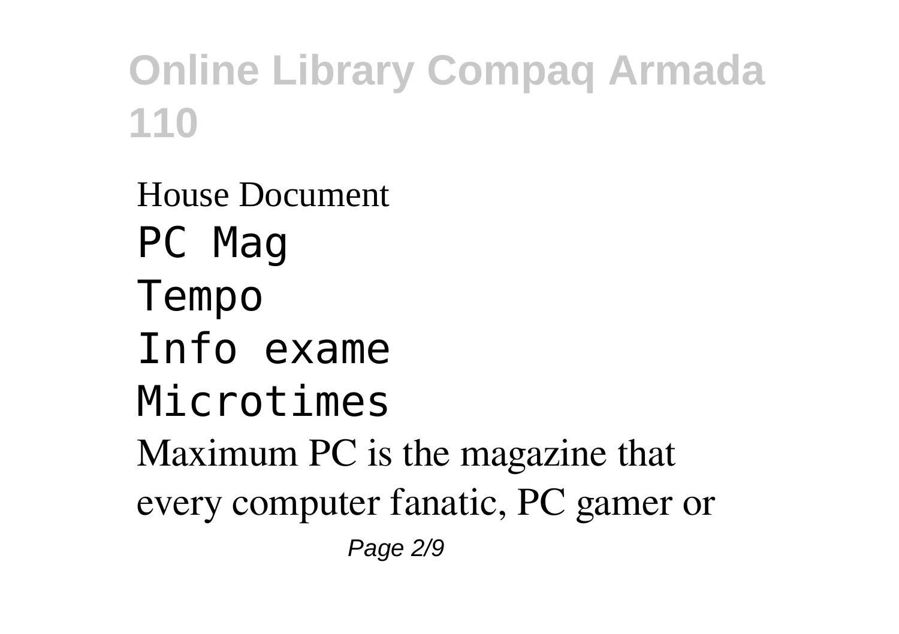House Document

PC Mag

Tempo

Info exame

Microtimes

Maximum PC is the magazine that every computer fanatic, PC gamer or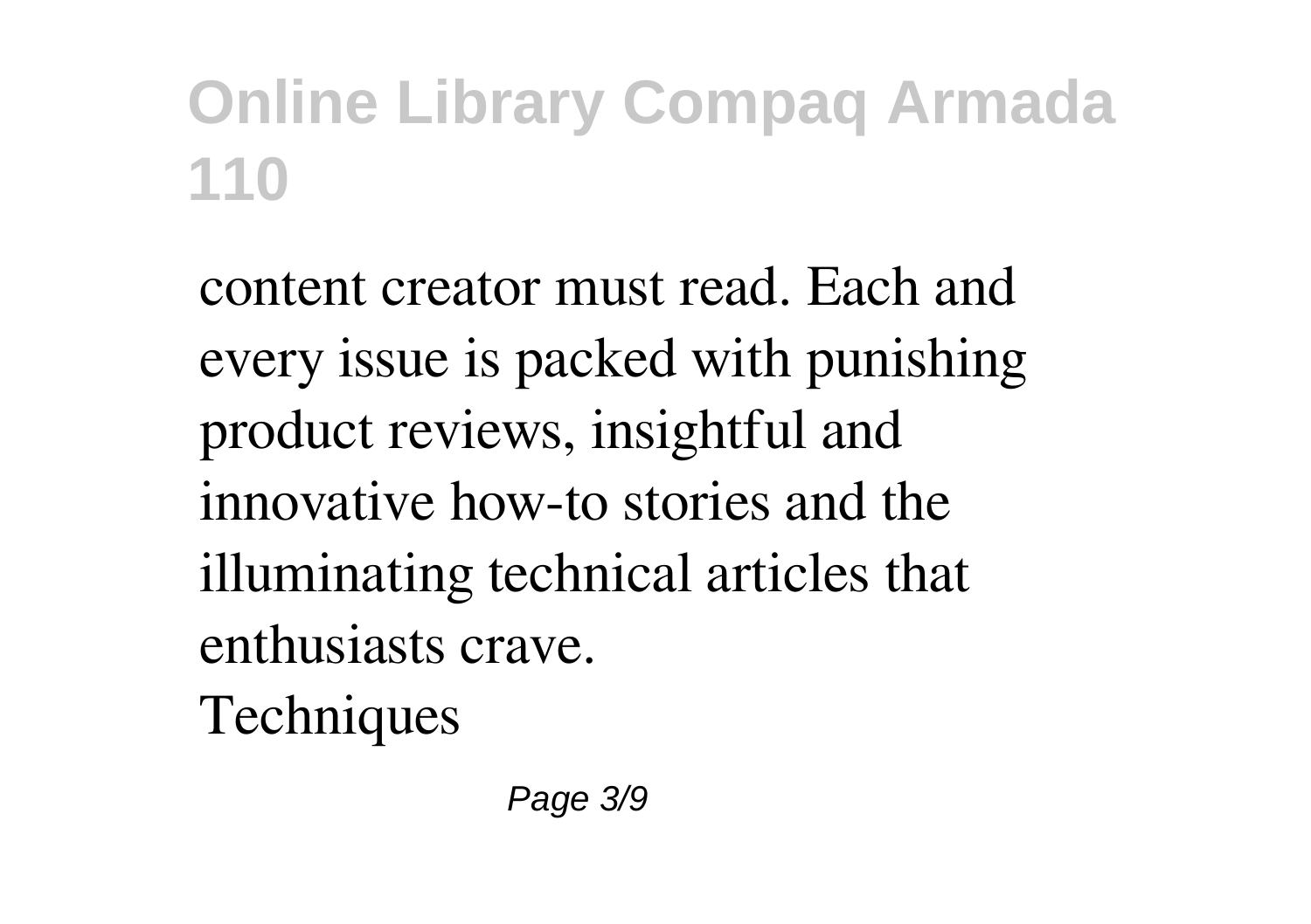content creator must read. Each and every issue is packed with punishing product reviews, insightful and innovative how-to stories and the illuminating technical articles that enthusiasts crave.

Techniques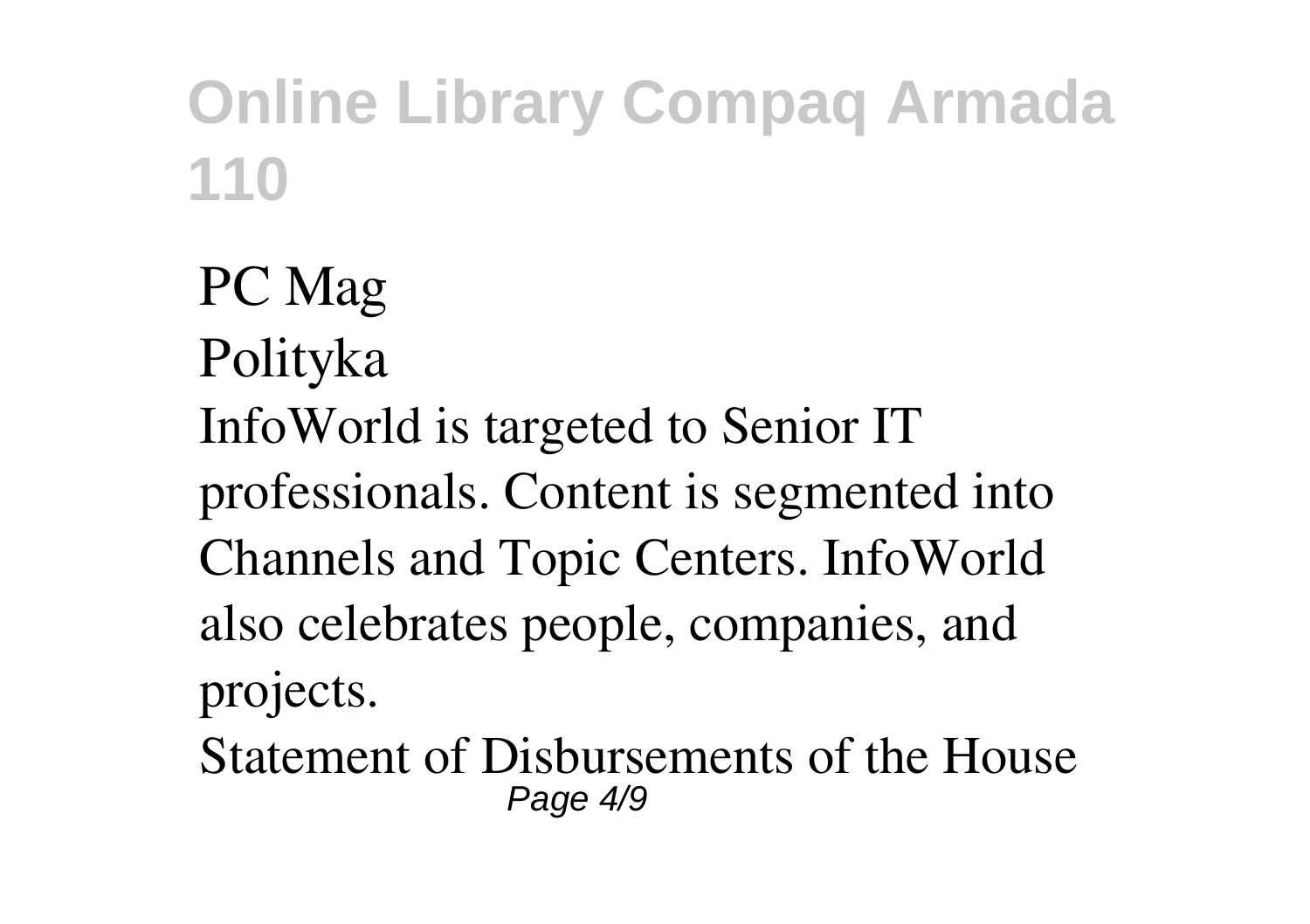PC Mag
Polityka
InfoWorld is targeted to Senior IT professionals. Content is segmented into Channels and Topic Centers. InfoWorld also celebrates people, companies, and projects.
Statement of Disbursements of the House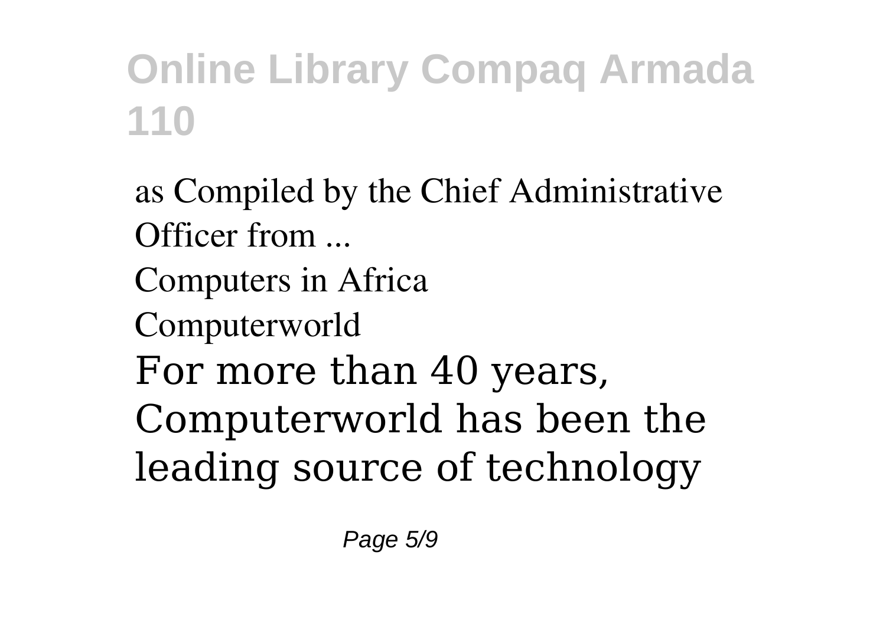as Compiled by the Chief Administrative Officer from ...

Computers in Africa

Computerworld

For more than 40 years, Computerworld has been the leading source of technology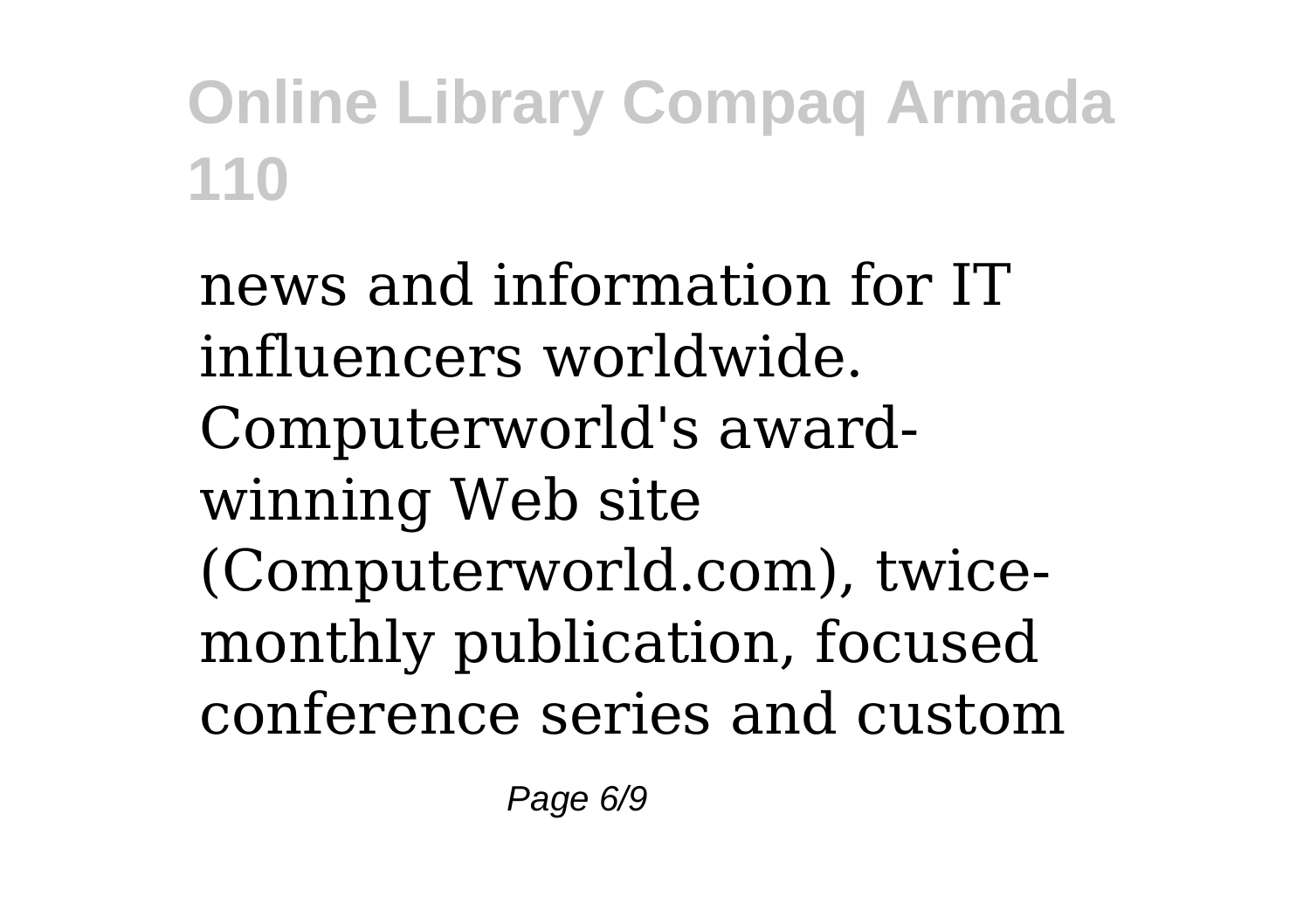news and information for IT influencers worldwide. Computerworld's award-winning Web site (Computerworld.com), twice-monthly publication, focused conference series and custom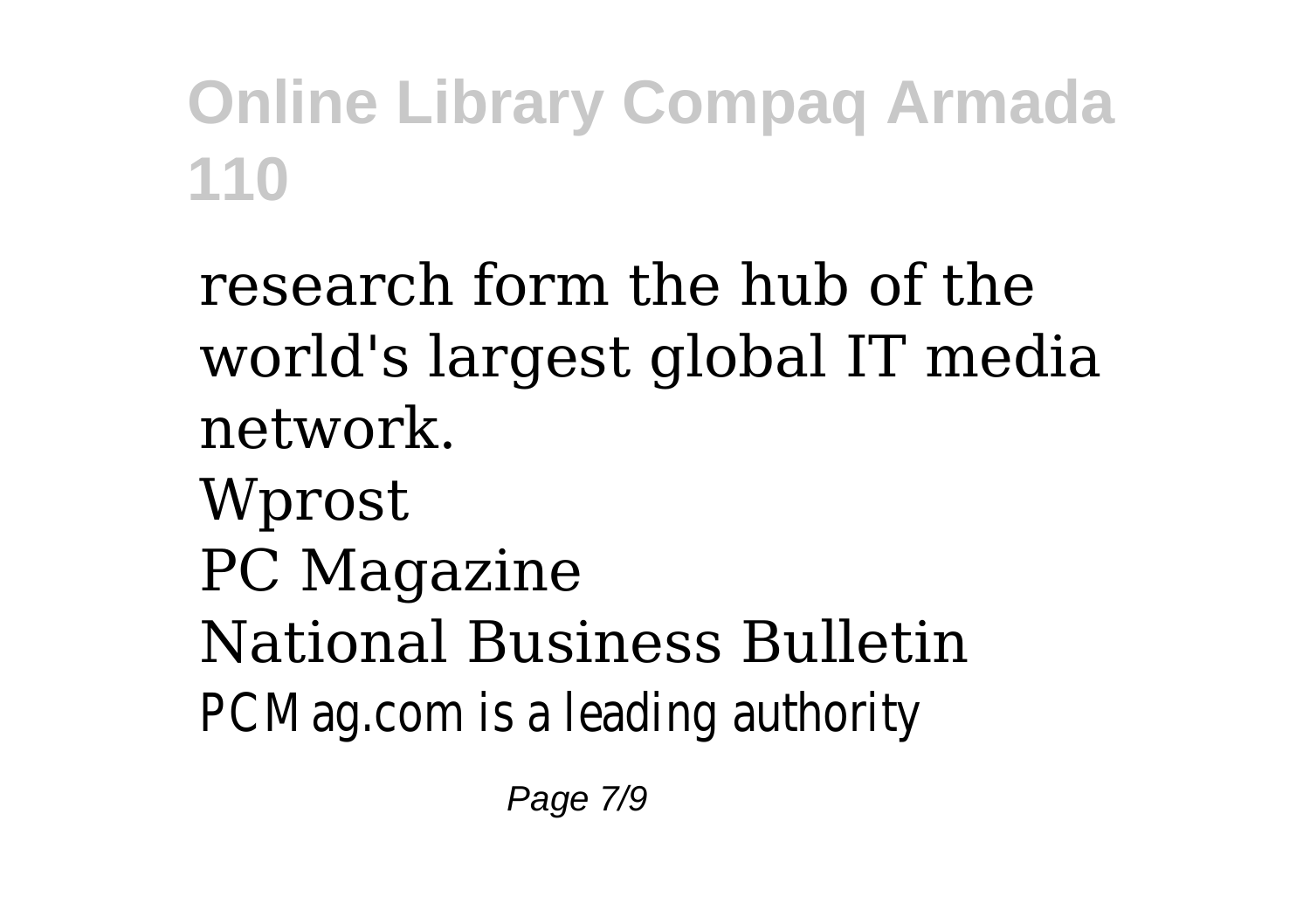research form the hub of the world's largest global IT media network.

Wprost

PC Magazine

National Business Bulletin

PCMag.com is a leading authority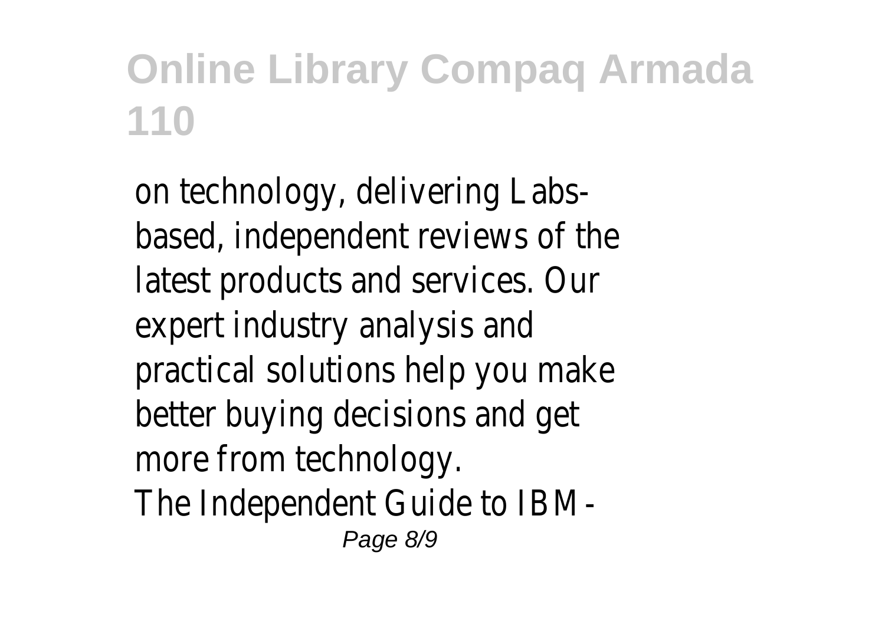on technology, delivering Labs-based, independent reviews of the latest products and services. Our expert industry analysis and practical solutions help you make better buying decisions and get more from technology.

The Independent Guide to IBM-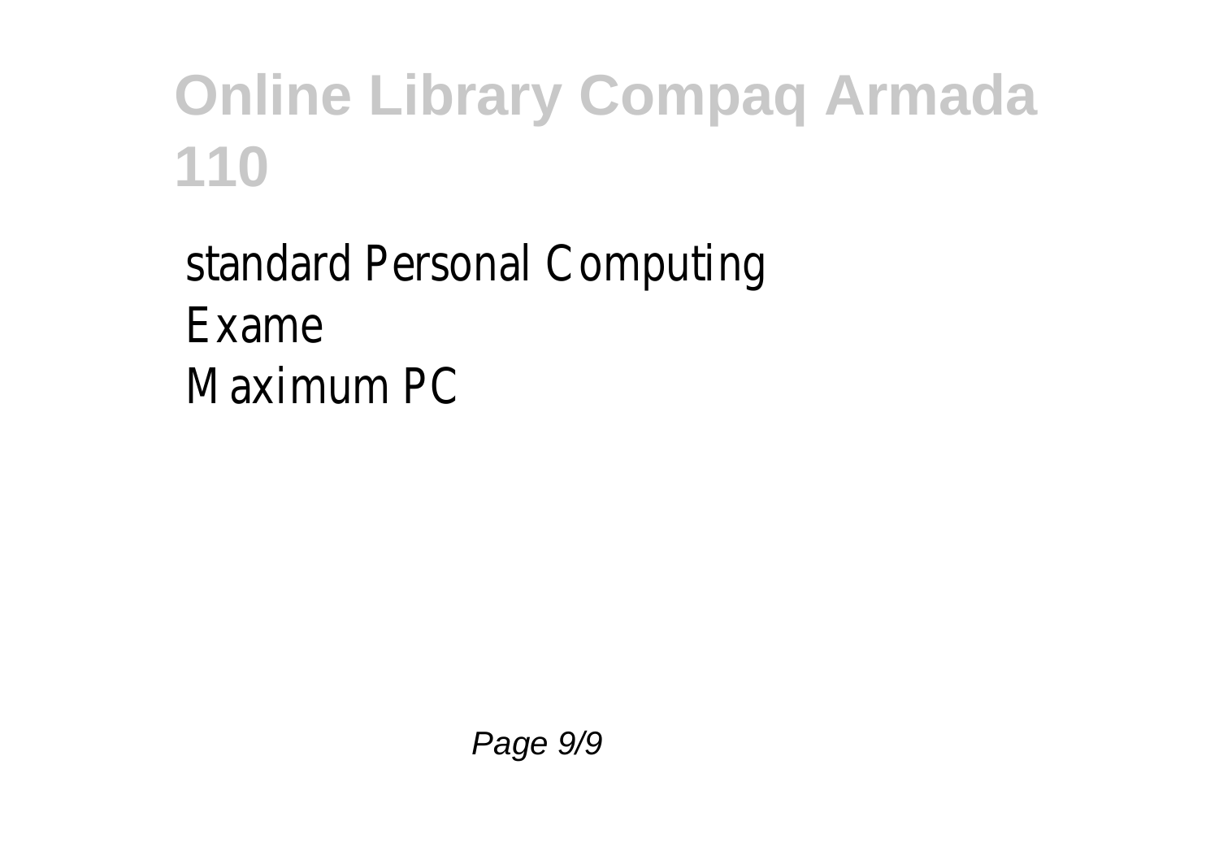standard Personal Computing
Exame
Maximum PC